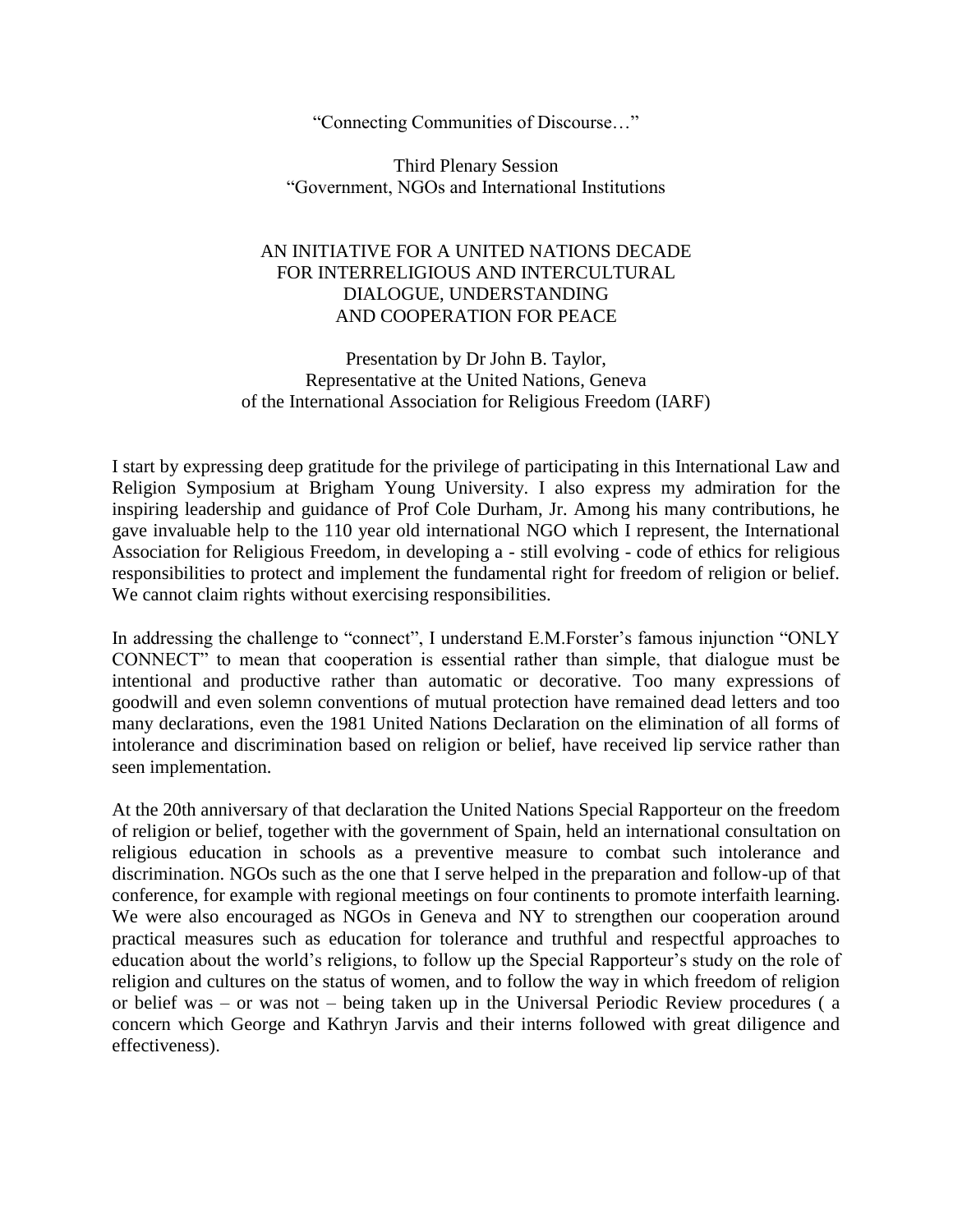"Connecting Communities of Discourse…"

Third Plenary Session
"Government, NGOs and International Institutions

# AN INITIATIVE FOR A UNITED NATIONS DECADE FOR INTERRELIGIOUS AND INTERCULTURAL DIALOGUE, UNDERSTANDING AND COOPERATION FOR PEACE

Presentation by Dr John B. Taylor,
Representative at the United Nations, Geneva
of the International Association for Religious Freedom (IARF)

I start by expressing deep gratitude for the privilege of participating in this International Law and Religion Symposium at Brigham Young University. I also express my admiration for the inspiring leadership and guidance of Prof Cole Durham, Jr. Among his many contributions, he gave invaluable help to the 110 year old international NGO which I represent, the International Association for Religious Freedom, in developing a - still evolving - code of ethics for religious responsibilities to protect and implement the fundamental right for freedom of religion or belief. We cannot claim rights without exercising responsibilities.

In addressing the challenge to "connect", I understand E.M.Forster's famous injunction "ONLY CONNECT" to mean that cooperation is essential rather than simple, that dialogue must be intentional and productive rather than automatic or decorative. Too many expressions of goodwill and even solemn conventions of mutual protection have remained dead letters and too many declarations, even the 1981 United Nations Declaration on the elimination of all forms of intolerance and discrimination based on religion or belief, have received lip service rather than seen implementation.

At the 20th anniversary of that declaration the United Nations Special Rapporteur on the freedom of religion or belief, together with the government of Spain, held an international consultation on religious education in schools as a preventive measure to combat such intolerance and discrimination. NGOs such as the one that I serve helped in the preparation and follow-up of that conference, for example with regional meetings on four continents to promote interfaith learning. We were also encouraged as NGOs in Geneva and NY to strengthen our cooperation around practical measures such as education for tolerance and truthful and respectful approaches to education about the world's religions, to follow up the Special Rapporteur's study on the role of religion and cultures on the status of women, and to follow the way in which freedom of religion or belief was – or was not – being taken up in the Universal Periodic Review procedures ( a concern which George and Kathryn Jarvis and their interns followed with great diligence and effectiveness).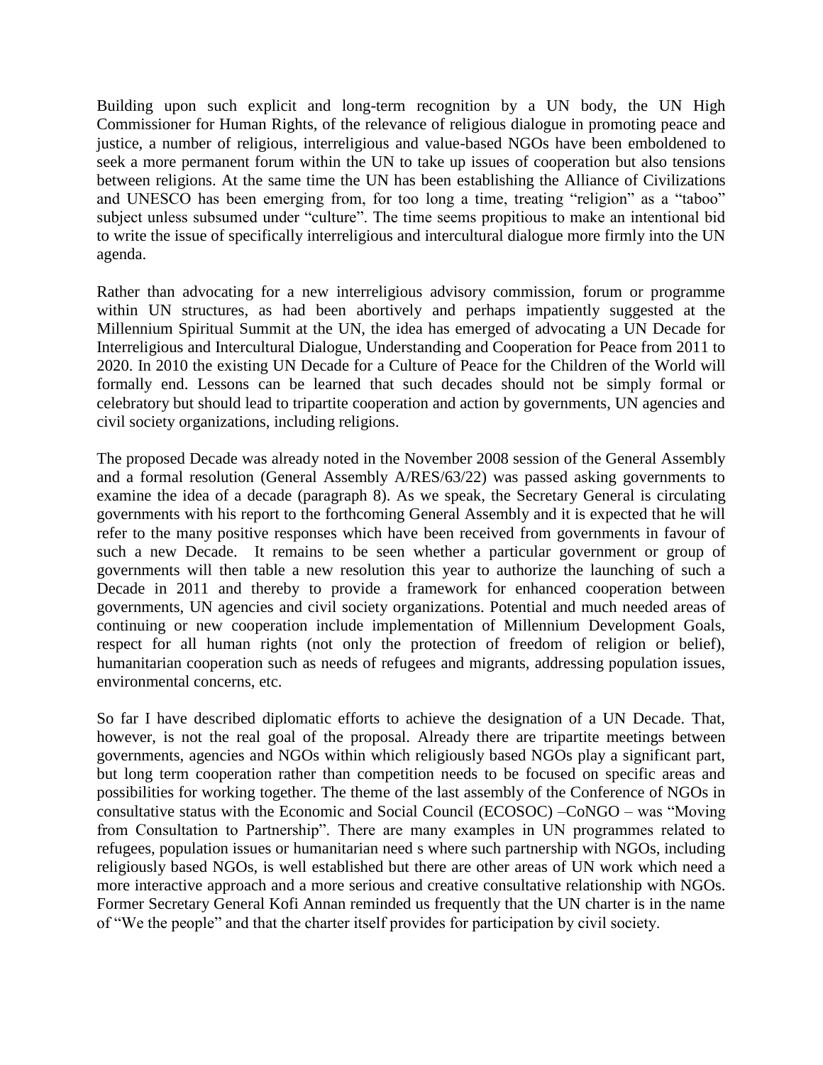Building upon such explicit and long-term recognition by a UN body, the UN High Commissioner for Human Rights, of the relevance of religious dialogue in promoting peace and justice, a number of religious, interreligious and value-based NGOs have been emboldened to seek a more permanent forum within the UN to take up issues of cooperation but also tensions between religions. At the same time the UN has been establishing the Alliance of Civilizations and UNESCO has been emerging from, for too long a time, treating "religion" as a "taboo" subject unless subsumed under "culture". The time seems propitious to make an intentional bid to write the issue of specifically interreligious and intercultural dialogue more firmly into the UN agenda.

Rather than advocating for a new interreligious advisory commission, forum or programme within UN structures, as had been abortively and perhaps impatiently suggested at the Millennium Spiritual Summit at the UN, the idea has emerged of advocating a UN Decade for Interreligious and Intercultural Dialogue, Understanding and Cooperation for Peace from 2011 to 2020. In 2010 the existing UN Decade for a Culture of Peace for the Children of the World will formally end. Lessons can be learned that such decades should not be simply formal or celebratory but should lead to tripartite cooperation and action by governments, UN agencies and civil society organizations, including religions.

The proposed Decade was already noted in the November 2008 session of the General Assembly and a formal resolution (General Assembly A/RES/63/22) was passed asking governments to examine the idea of a decade (paragraph 8). As we speak, the Secretary General is circulating governments with his report to the forthcoming General Assembly and it is expected that he will refer to the many positive responses which have been received from governments in favour of such a new Decade. It remains to be seen whether a particular government or group of governments will then table a new resolution this year to authorize the launching of such a Decade in 2011 and thereby to provide a framework for enhanced cooperation between governments, UN agencies and civil society organizations. Potential and much needed areas of continuing or new cooperation include implementation of Millennium Development Goals, respect for all human rights (not only the protection of freedom of religion or belief), humanitarian cooperation such as needs of refugees and migrants, addressing population issues, environmental concerns, etc.

So far I have described diplomatic efforts to achieve the designation of a UN Decade. That, however, is not the real goal of the proposal. Already there are tripartite meetings between governments, agencies and NGOs within which religiously based NGOs play a significant part, but long term cooperation rather than competition needs to be focused on specific areas and possibilities for working together. The theme of the last assembly of the Conference of NGOs in consultative status with the Economic and Social Council (ECOSOC) –CoNGO – was "Moving from Consultation to Partnership". There are many examples in UN programmes related to refugees, population issues or humanitarian need s where such partnership with NGOs, including religiously based NGOs, is well established but there are other areas of UN work which need a more interactive approach and a more serious and creative consultative relationship with NGOs. Former Secretary General Kofi Annan reminded us frequently that the UN charter is in the name of "We the people" and that the charter itself provides for participation by civil society.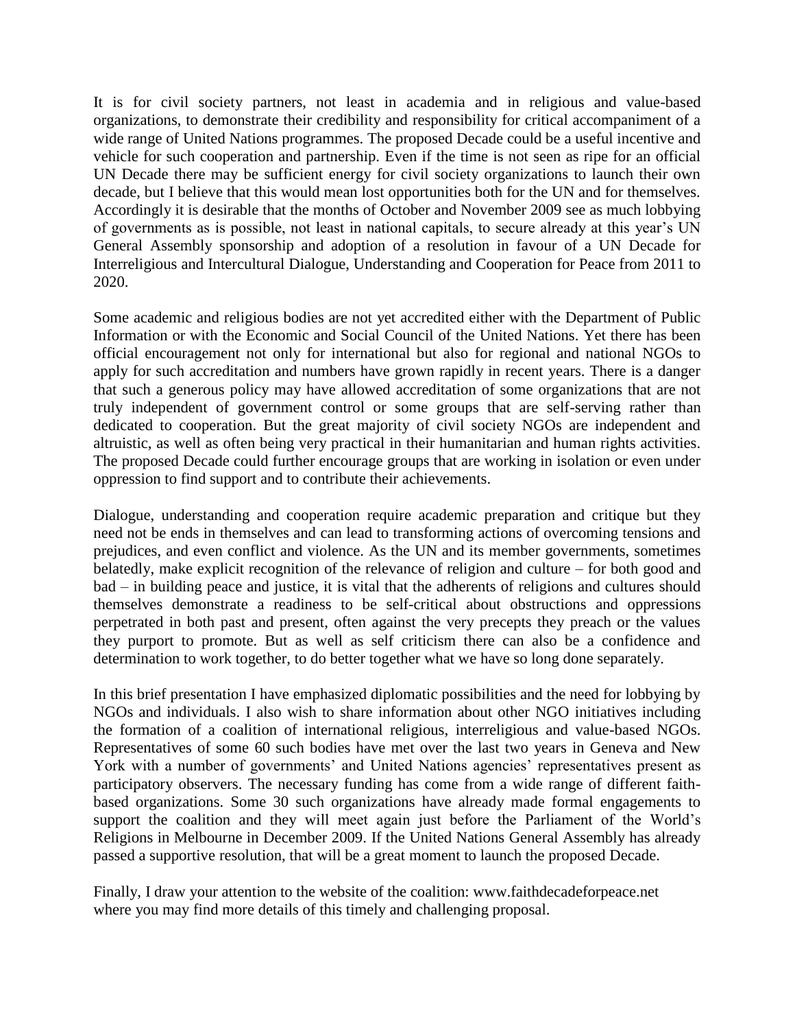It is for civil society partners, not least in academia and in religious and value-based organizations, to demonstrate their credibility and responsibility for critical accompaniment of a wide range of United Nations programmes. The proposed Decade could be a useful incentive and vehicle for such cooperation and partnership. Even if the time is not seen as ripe for an official UN Decade there may be sufficient energy for civil society organizations to launch their own decade, but I believe that this would mean lost opportunities both for the UN and for themselves. Accordingly it is desirable that the months of October and November 2009 see as much lobbying of governments as is possible, not least in national capitals, to secure already at this year's UN General Assembly sponsorship and adoption of a resolution in favour of a UN Decade for Interreligious and Intercultural Dialogue, Understanding and Cooperation for Peace from 2011 to 2020.

Some academic and religious bodies are not yet accredited either with the Department of Public Information or with the Economic and Social Council of the United Nations. Yet there has been official encouragement not only for international but also for regional and national NGOs to apply for such accreditation and numbers have grown rapidly in recent years. There is a danger that such a generous policy may have allowed accreditation of some organizations that are not truly independent of government control or some groups that are self-serving rather than dedicated to cooperation. But the great majority of civil society NGOs are independent and altruistic, as well as often being very practical in their humanitarian and human rights activities. The proposed Decade could further encourage groups that are working in isolation or even under oppression to find support and to contribute their achievements.

Dialogue, understanding and cooperation require academic preparation and critique but they need not be ends in themselves and can lead to transforming actions of overcoming tensions and prejudices, and even conflict and violence. As the UN and its member governments, sometimes belatedly, make explicit recognition of the relevance of religion and culture – for both good and bad – in building peace and justice, it is vital that the adherents of religions and cultures should themselves demonstrate a readiness to be self-critical about obstructions and oppressions perpetrated in both past and present, often against the very precepts they preach or the values they purport to promote. But as well as self criticism there can also be a confidence and determination to work together, to do better together what we have so long done separately.

In this brief presentation I have emphasized diplomatic possibilities and the need for lobbying by NGOs and individuals. I also wish to share information about other NGO initiatives including the formation of a coalition of international religious, interreligious and value-based NGOs. Representatives of some 60 such bodies have met over the last two years in Geneva and New York with a number of governments' and United Nations agencies' representatives present as participatory observers. The necessary funding has come from a wide range of different faith-based organizations. Some 30 such organizations have already made formal engagements to support the coalition and they will meet again just before the Parliament of the World's Religions in Melbourne in December 2009. If the United Nations General Assembly has already passed a supportive resolution, that will be a great moment to launch the proposed Decade.

Finally, I draw your attention to the website of the coalition: www.faithdecadeforpeace.net where you may find more details of this timely and challenging proposal.